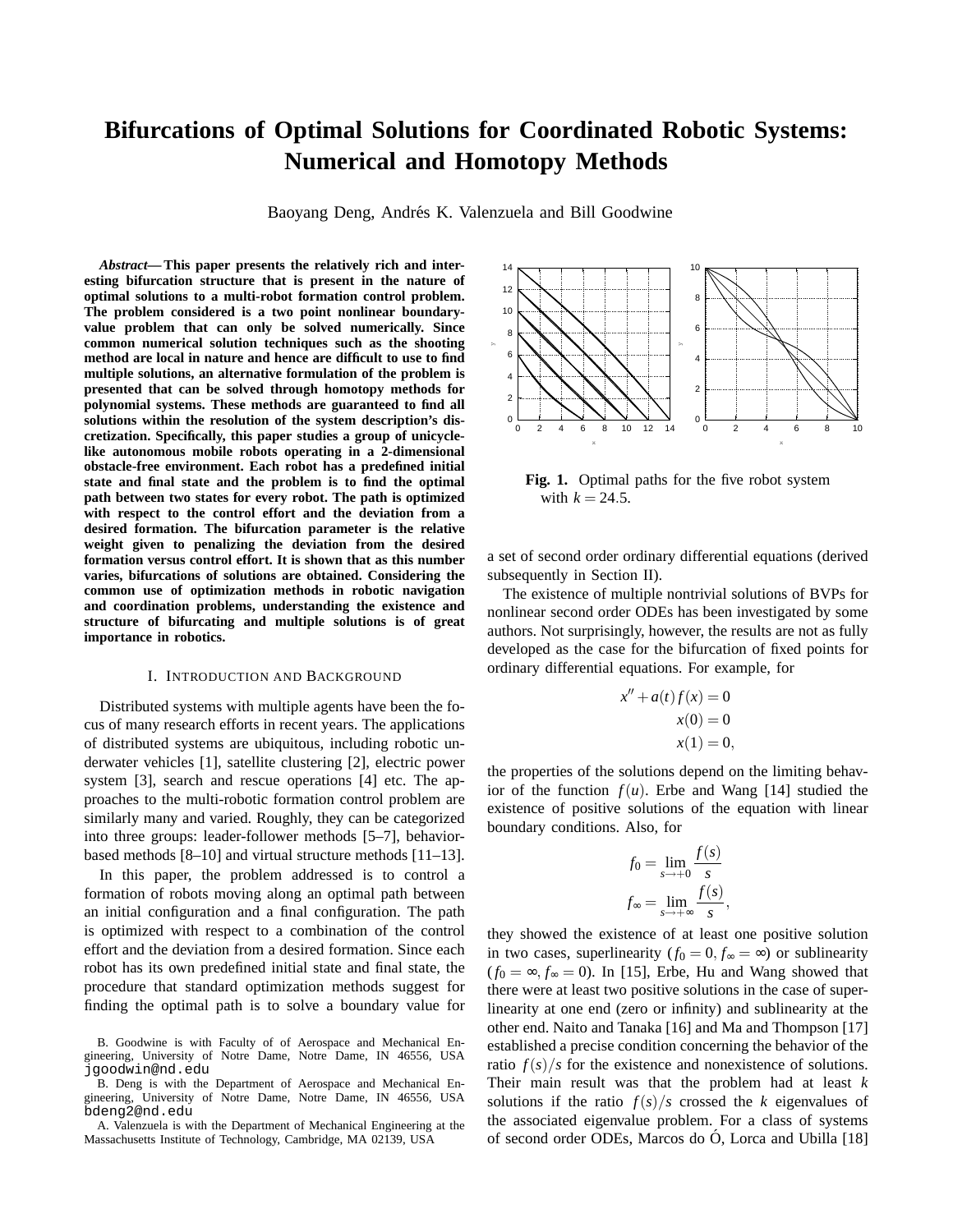# Bifurcations of Optimal Solutions for Coordinated Robotic Systems: Numerical and Homotopy Methods

Baoyang Deng, Andrés K. Valenzuela and Bill Goodwine

***Abstract*— This paper presents the relatively rich and interesting bifurcation structure that is present in the nature of optimal solutions to a multi-robot formation control problem. The problem considered is a two point nonlinear boundary-value problem that can only be solved numerically. Since common numerical solution techniques such as the shooting method are local in nature and hence are difficult to use to find multiple solutions, an alternative formulation of the problem is presented that can be solved through homotopy methods for polynomial systems. These methods are guaranteed to find all solutions within the resolution of the system description's discretization. Specifically, this paper studies a group of unicycle-like autonomous mobile robots operating in a 2-dimensional obstacle-free environment. Each robot has a predefined initial state and final state and the problem is to find the optimal path between two states for every robot. The path is optimized with respect to the control effort and the deviation from a desired formation. The bifurcation parameter is the relative weight given to penalizing the deviation from the desired formation versus control effort. It is shown that as this number varies, bifurcations of solutions are obtained. Considering the common use of optimization methods in robotic navigation and coordination problems, understanding the existence and structure of bifurcating and multiple solutions is of great importance in robotics.**

## I. Introduction and Background

Distributed systems with multiple agents have been the focus of many research efforts in recent years. The applications of distributed systems are ubiquitous, including robotic underwater vehicles [1], satellite clustering [2], electric power system [3], search and rescue operations [4] etc. The approaches to the multi-robotic formation control problem are similarly many and varied. Roughly, they can be categorized into three groups: leader-follower methods [5–7], behavior-based methods [8–10] and virtual structure methods [11–13].

In this paper, the problem addressed is to control a formation of robots moving along an optimal path between an initial configuration and a final configuration. The path is optimized with respect to a combination of the control effort and the deviation from a desired formation. Since each robot has its own predefined initial state and final state, the procedure that standard optimization methods suggest for finding the optimal path is to solve a boundary value for a set of second order ordinary differential equations (derived subsequently in Section II).

**Fig. 1.** Optimal paths for the five robot system with $k = 24.5$.

The existence of multiple nontrivial solutions of BVPs for nonlinear second order ODEs has been investigated by some authors. Not surprisingly, however, the results are not as fully developed as the case for the bifurcation of fixed points for ordinary differential equations. For example, for

$$
\begin{aligned}
x'' + a(t)f(x) &= 0 \\
x(0) &= 0 \\
x(1) &= 0,
\end{aligned}
$$

the properties of the solutions depend on the limiting behavior of the function $f(u)$. Erbe and Wang [14] studied the existence of positive solutions of the equation with linear boundary conditions. Also, for

$$
\begin{aligned}
f_0 &= \lim_{s \to +0} \frac{f(s)}{s} \\
f_\infty &= \lim_{s \to +\infty} \frac{f(s)}{s},
\end{aligned}
$$

they showed the existence of at least one positive solution in two cases, superlinearity ($f_0 = 0, f_\infty = \infty$) or sublinearity ($f_0 = \infty, f_\infty = 0$). In [15], Erbe, Hu and Wang showed that there were at least two positive solutions in the case of superlinearity at one end (zero or infinity) and sublinearity at the other end. Naito and Tanaka [16] and Ma and Thompson [17] established a precise condition concerning the behavior of the ratio $f(s)/s$ for the existence and nonexistence of solutions. Their main result was that the problem had at least $k$ solutions if the ratio $f(s)/s$ crossed the $k$ eigenvalues of the associated eigenvalue problem. For a class of systems of second order ODEs, Marcos do Ó, Lorca and Ubilla [18]

B. Goodwine is with Faculty of Aerospace and Mechanical Engineering, University of Notre Dame, Notre Dame, IN 46556, USA jgoodwin@nd.edu

B. Deng is with the Department of Aerospace and Mechanical Engineering, University of Notre Dame, Notre Dame, IN 46556, USA bdeng2@nd.edu

A. Valenzuela is with the Department of Mechanical Engineering at the Massachusetts Institute of Technology, Cambridge, MA 02139, USA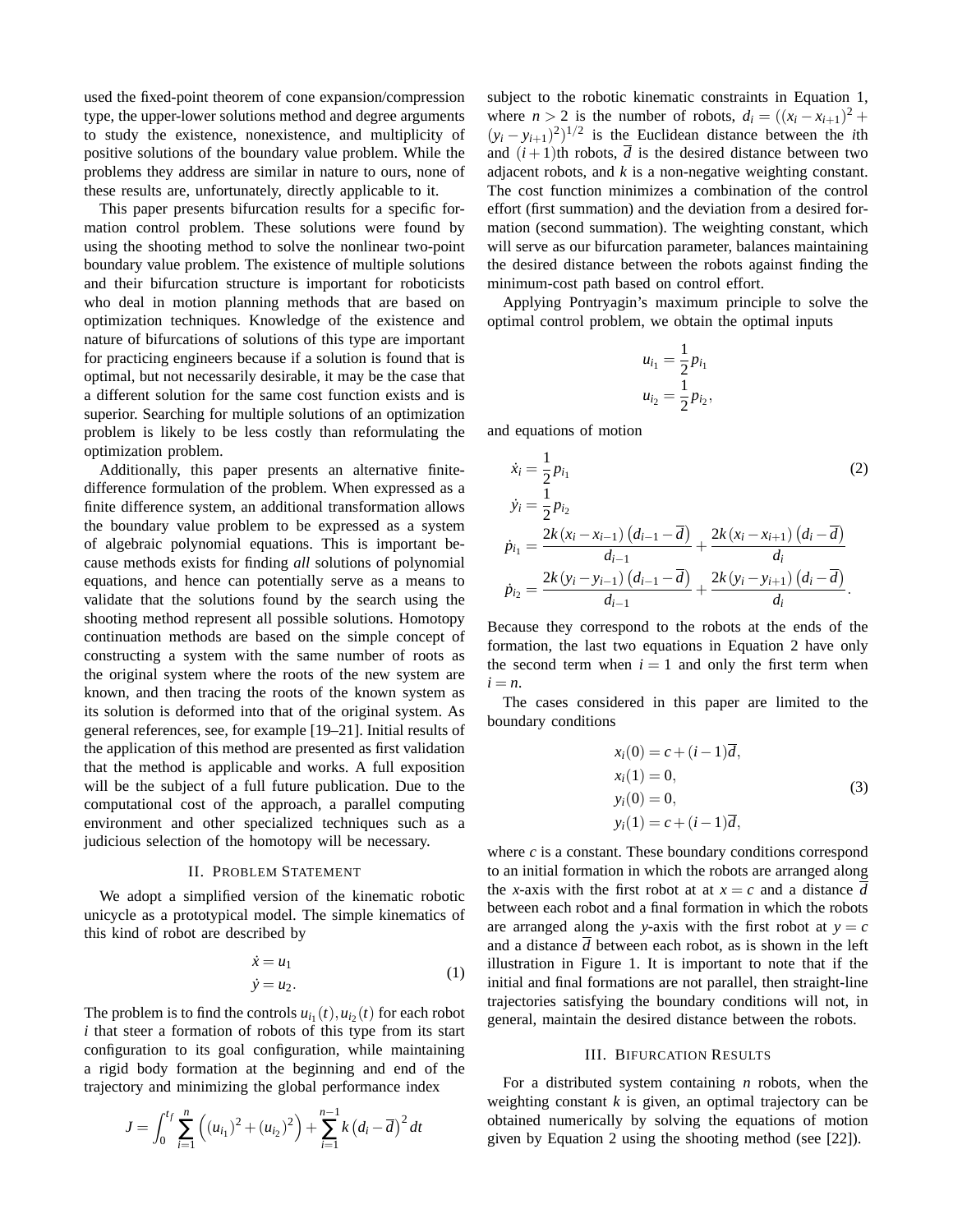used the fixed-point theorem of cone expansion/compression type, the upper-lower solutions method and degree arguments to study the existence, nonexistence, and multiplicity of positive solutions of the boundary value problem. While the problems they address are similar in nature to ours, none of these results are, unfortunately, directly applicable to it.

This paper presents bifurcation results for a specific formation control problem. These solutions were found by using the shooting method to solve the nonlinear two-point boundary value problem. The existence of multiple solutions and their bifurcation structure is important for roboticists who deal in motion planning methods that are based on optimization techniques. Knowledge of the existence and nature of bifurcations of solutions of this type are important for practicing engineers because if a solution is found that is optimal, but not necessarily desirable, it may be the case that a different solution for the same cost function exists and is superior. Searching for multiple solutions of an optimization problem is likely to be less costly than reformulating the optimization problem.

Additionally, this paper presents an alternative finite-difference formulation of the problem. When expressed as a finite difference system, an additional transformation allows the boundary value problem to be expressed as a system of algebraic polynomial equations. This is important because methods exists for finding *all* solutions of polynomial equations, and hence can potentially serve as a means to validate that the solutions found by the search using the shooting method represent all possible solutions. Homotopy continuation methods are based on the simple concept of constructing a system with the same number of roots as the original system where the roots of the new system are known, and then tracing the roots of the known system as its solution is deformed into that of the original system. As general references, see, for example [19–21]. Initial results of the application of this method are presented as first validation that the method is applicable and works. A full exposition will be the subject of a full future publication. Due to the computational cost of the approach, a parallel computing environment and other specialized techniques such as a judicious selection of the homotopy will be necessary.

## II. Problem Statement

We adopt a simplified version of the kinematic robotic unicycle as a prototypical model. The simple kinematics of this kind of robot are described by

$$
\begin{aligned}
\dot{x} &= u_1 \\
\dot{y} &= u_2.
\end{aligned}
\tag{1}
$$

The problem is to find the controls $u_{i_1}(t), u_{i_2}(t)$ for each robot $i$ that steer a formation of robots of this type from its start configuration to its goal configuration, while maintaining a rigid body formation at the beginning and end of the trajectory and minimizing the global performance index

$$
J = \int_0^{t_f} \sum_{i=1}^{n} \left( (u_{i_1})^2 + (u_{i_2})^2 \right) + \sum_{i=1}^{n-1} k \left( d_i - \overline{d} \right)^2 dt
$$

subject to the robotic kinematic constraints in Equation 1, where $n > 2$ is the number of robots, $d_i = ((x_i - x_{i+1})^2 + (y_i - y_{i+1})^2)^{1/2}$ is the Euclidean distance between the $i$th and $(i+1)$th robots, $\overline{d}$ is the desired distance between two adjacent robots, and $k$ is a non-negative weighting constant. The cost function minimizes a combination of the control effort (first summation) and the deviation from a desired formation (second summation). The weighting constant, which will serve as our bifurcation parameter, balances maintaining the desired distance between the robots against finding the minimum-cost path based on control effort.

Applying Pontryagin's maximum principle to solve the optimal control problem, we obtain the optimal inputs

$$
\begin{aligned}
u_{i_1} &= \frac{1}{2} p_{i_1} \\
u_{i_2} &= \frac{1}{2} p_{i_2},
\end{aligned}
$$

and equations of motion

$$
\begin{aligned}
\dot{x}_i &= \frac{1}{2} p_{i_1} \\
\dot{y}_i &= \frac{1}{2} p_{i_2} \\
\dot{p}_{i_1} &= \frac{2k (x_i - x_{i-1}) \left( d_{i-1} - \overline{d} \right)}{d_{i-1}} + \frac{2k (x_i - x_{i+1}) \left( d_i - \overline{d} \right)}{d_i} \\
\dot{p}_{i_2} &= \frac{2k (y_i - y_{i-1}) \left( d_{i-1} - \overline{d} \right)}{d_{i-1}} + \frac{2k (y_i - y_{i+1}) \left( d_i - \overline{d} \right)}{d_i}.
\end{aligned}
\tag{2}
$$

Because they correspond to the robots at the ends of the formation, the last two equations in Equation 2 have only the second term when $i = 1$ and only the first term when $i = n$.

The cases considered in this paper are limited to the boundary conditions

$$
\begin{aligned}
x_i(0) &= c + (i-1)\overline{d}, \\
x_i(1) &= 0, \\
y_i(0) &= 0, \\
y_i(1) &= c + (i-1)\overline{d},
\end{aligned}
\tag{3}
$$

where $c$ is a constant. These boundary conditions correspond to an initial formation in which the robots are arranged along the $x$-axis with the first robot at at $x = c$ and a distance $\overline{d}$ between each robot and a final formation in which the robots are arranged along the $y$-axis with the first robot at $y = c$ and a distance $\overline{d}$ between each robot, as is shown in the left illustration in Figure 1. It is important to note that if the initial and final formations are not parallel, then straight-line trajectories satisfying the boundary conditions will not, in general, maintain the desired distance between the robots.

## III. Bifurcation Results

For a distributed system containing $n$ robots, when the weighting constant $k$ is given, an optimal trajectory can be obtained numerically by solving the equations of motion given by Equation 2 using the shooting method (see [22]).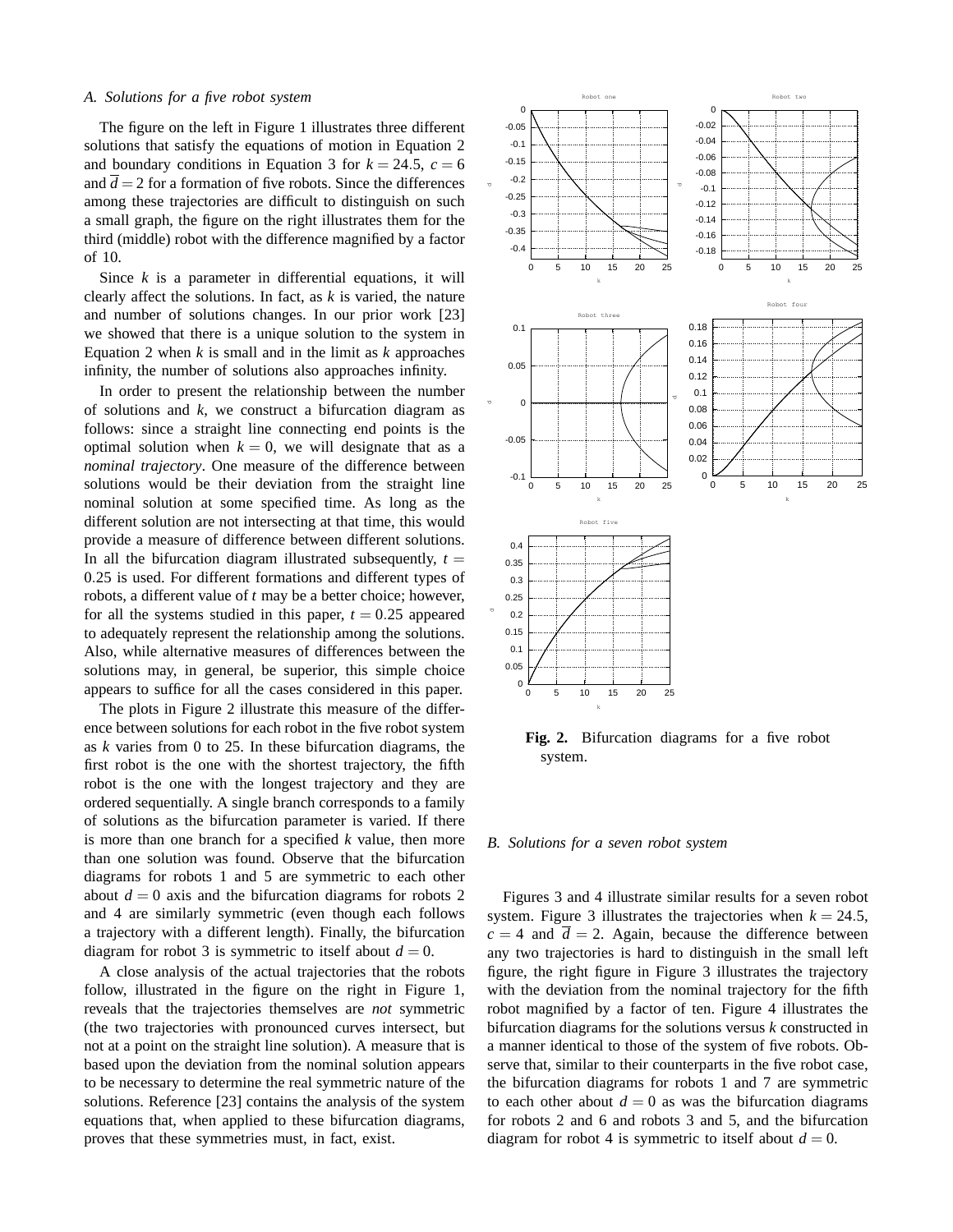### A. Solutions for a five robot system

The figure on the left in Figure 1 illustrates three different solutions that satisfy the equations of motion in Equation 2 and boundary conditions in Equation 3 for $k = 24.5$, $c = 6$ and $\overline{d} = 2$ for a formation of five robots. Since the differences among these trajectories are difficult to distinguish on such a small graph, the figure on the right illustrates them for the third (middle) robot with the difference magnified by a factor of 10.

Since $k$ is a parameter in differential equations, it will clearly affect the solutions. In fact, as $k$ is varied, the nature and number of solutions changes. In our prior work [23] we showed that there is a unique solution to the system in Equation 2 when $k$ is small and in the limit as $k$ approaches infinity, the number of solutions also approaches infinity.

In order to present the relationship between the number of solutions and $k$, we construct a bifurcation diagram as follows: since a straight line connecting end points is the optimal solution when $k = 0$, we will designate that as a *nominal trajectory*. One measure of the difference between solutions would be their deviation from the straight line nominal solution at some specified time. As long as the different solution are not intersecting at that time, this would provide a measure of difference between different solutions. In all the bifurcation diagram illustrated subsequently, $t = 0.25$ is used. For different formations and different types of robots, a different value of $t$ may be a better choice; however, for all the systems studied in this paper, $t = 0.25$ appeared to adequately represent the relationship among the solutions. Also, while alternative measures of differences between the solutions may, in general, be superior, this simple choice appears to suffice for all the cases considered in this paper.

The plots in Figure 2 illustrate this measure of the difference between solutions for each robot in the five robot system as $k$ varies from 0 to 25. In these bifurcation diagrams, the first robot is the one with the shortest trajectory, the fifth robot is the one with the longest trajectory and they are ordered sequentially. A single branch corresponds to a family of solutions as the bifurcation parameter is varied. If there is more than one branch for a specified $k$ value, then more than one solution was found. Observe that the bifurcation diagrams for robots 1 and 5 are symmetric to each other about $d = 0$ axis and the bifurcation diagrams for robots 2 and 4 are similarly symmetric (even though each follows a trajectory with a different length). Finally, the bifurcation diagram for robot 3 is symmetric to itself about $d = 0$.

A close analysis of the actual trajectories that the robots follow, illustrated in the figure on the right in Figure 1, reveals that the trajectories themselves are *not* symmetric (the two trajectories with pronounced curves intersect, but not at a point on the straight line solution). A measure that is based upon the deviation from the nominal solution appears to be necessary to determine the real symmetric nature of the solutions. Reference [23] contains the analysis of the system equations that, when applied to these bifurcation diagrams, proves that these symmetries must, in fact, exist.

**Fig. 2.** Bifurcation diagrams for a five robot system.

### B. Solutions for a seven robot system

Figures 3 and 4 illustrate similar results for a seven robot system. Figure 3 illustrates the trajectories when $k = 24.5$, $c = 4$ and $\overline{d} = 2$. Again, because the difference between any two trajectories is hard to distinguish in the small left figure, the right figure in Figure 3 illustrates the trajectory with the deviation from the nominal trajectory for the fifth robot magnified by a factor of ten. Figure 4 illustrates the bifurcation diagrams for the solutions versus $k$ constructed in a manner identical to those of the system of five robots. Observe that, similar to their counterparts in the five robot case, the bifurcation diagrams for robots 1 and 7 are symmetric to each other about $d = 0$ as was the bifurcation diagrams for robots 2 and 6 and robots 3 and 5, and the bifurcation diagram for robot 4 is symmetric to itself about $d = 0$.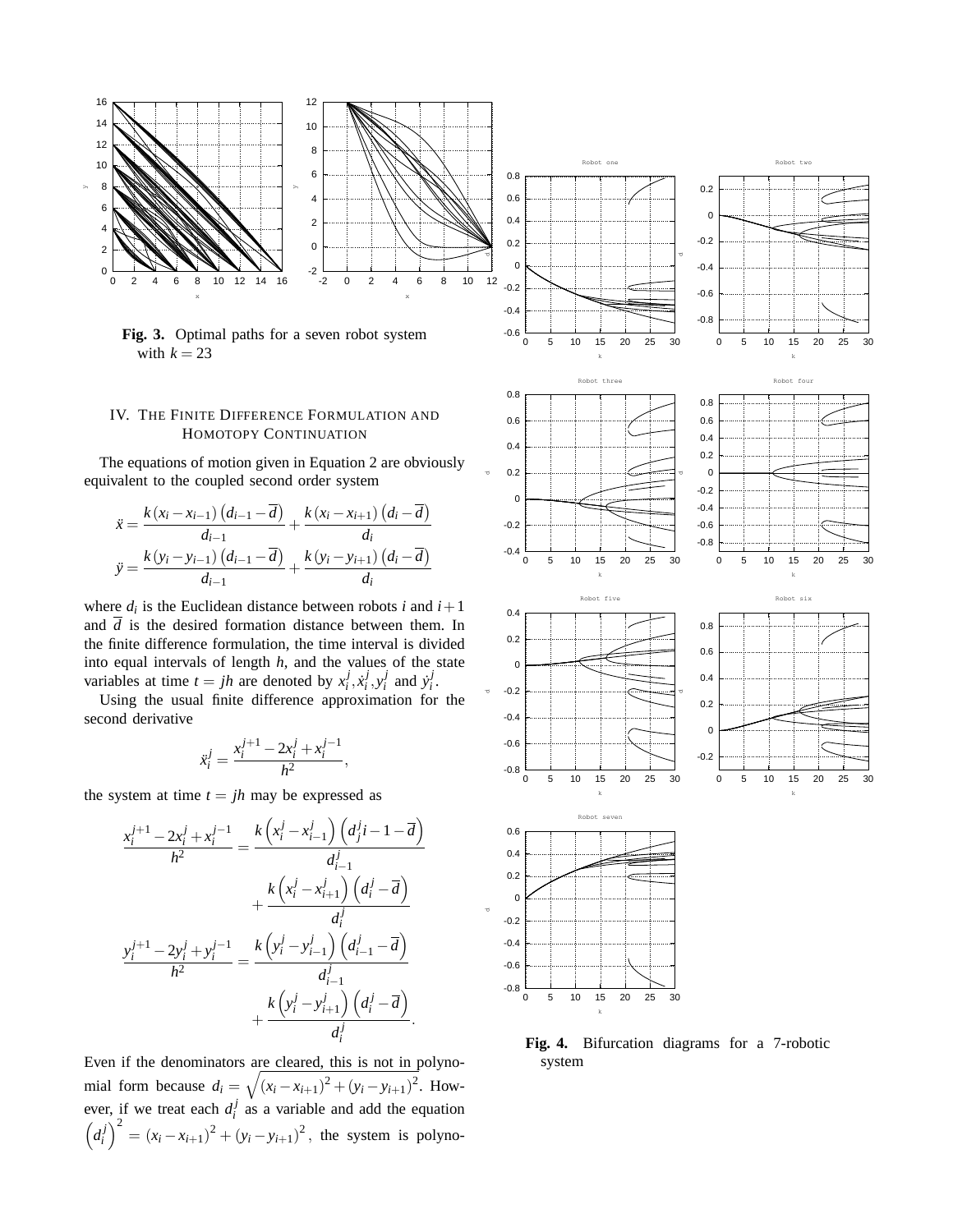**Fig. 3.** Optimal paths for a seven robot system with $k = 23$

**Fig. 4.** Bifurcation diagrams for a 7-robotic system

## IV. The Finite Difference Formulation and Homotopy Continuation

The equations of motion given in Equation 2 are obviously equivalent to the coupled second order system

$$\ddot{x} = \frac{k(x_i - x_{i-1})(d_{i-1} - \overline{d})}{d_{i-1}} + \frac{k(x_i - x_{i+1})(d_i - \overline{d})}{d_i}$$

$$\ddot{y} = \frac{k(y_i - y_{i-1})(d_{i-1} - \overline{d})}{d_{i-1}} + \frac{k(y_i - y_{i+1})(d_i - \overline{d})}{d_i}$$

where $d_i$ is the Euclidean distance between robots $i$ and $i+1$ and $\overline{d}$ is the desired formation distance between them. In the finite difference formulation, the time interval is divided into equal intervals of length $h$, and the values of the state variables at time $t = jh$ are denoted by $x_i^j, \dot{x}_i^j, y_i^j$ and $\dot{y}_i^j$.

Using the usual finite difference approximation for the second derivative

$$\ddot{x}_i^j = \frac{x_i^{j+1} - 2x_i^j + x_i^{j-1}}{h^2},$$

the system at time $t = jh$ may be expressed as

$$\frac{x_i^{j+1} - 2x_i^j + x_i^{j-1}}{h^2} = \frac{k\left(x_i^j - x_{i-1}^j\right)\left(d_j^j i - 1 - \overline{d}\right)}{d_{i-1}^j} + \frac{k\left(x_i^j - x_{i+1}^j\right)\left(d_i^j - \overline{d}\right)}{d_i^j}$$

$$\frac{y_i^{j+1} - 2y_i^j + y_i^{j-1}}{h^2} = \frac{k\left(y_i^j - y_{i-1}^j\right)\left(d_{i-1}^j - \overline{d}\right)}{d_{i-1}^j} + \frac{k\left(y_i^j - y_{i+1}^j\right)\left(d_i^j - \overline{d}\right)}{d_i^j}.$$

Even if the denominators are cleared, this is not in polynomial form because $d_i = \sqrt{(x_i - x_{i+1})^2 + (y_i - y_{i+1})^2}$. However, if we treat each $d_i^j$ as a variable and add the equation $\left(d_i^j\right)^2 = (x_i - x_{i+1})^2 + (y_i - y_{i+1})^2$, the system is polyno-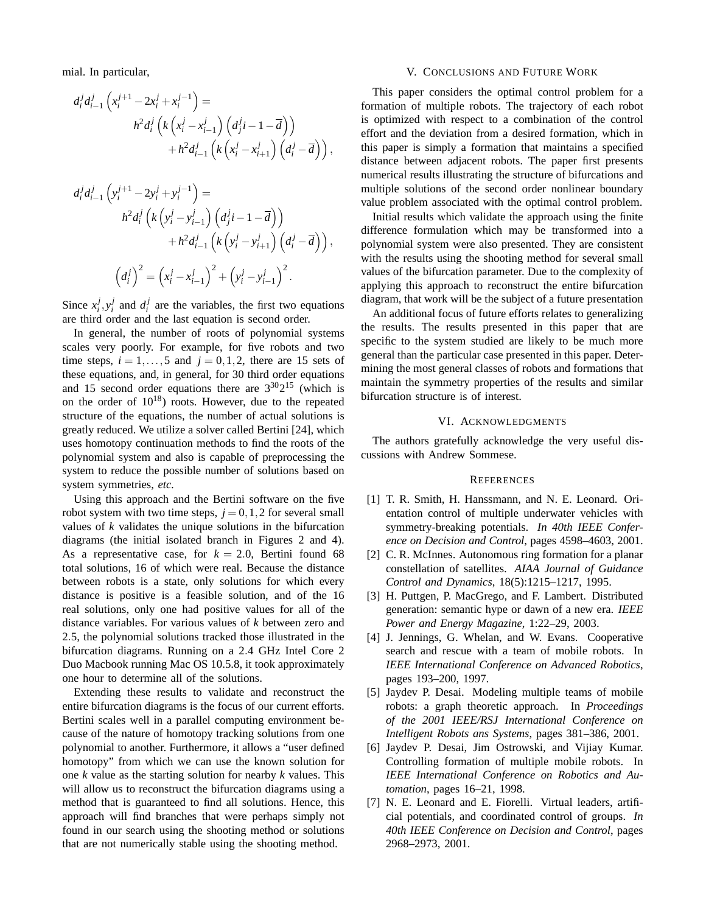mial. In particular,

$$d_i^j d_{i-1}^j \left( x_i^{j+1} - 2x_i^j + x_i^{j-1} \right) = \\ h^2 d_i^j \left( k \left( x_i^j - x_{i-1}^j \right) \left( d_j^j i - 1 - \overline{d} \right) \right) \\ + h^2 d_{i-1}^j \left( k \left( x_i^j - x_{i+1}^j \right) \left( d_i^j - \overline{d} \right) \right),$$

$$d_i^j d_{i-1}^j \left( y_i^{j+1} - 2y_i^j + y_i^{j-1} \right) = \\ h^2 d_i^j \left( k \left( y_i^j - y_{i-1}^j \right) \left( d_j^j i - 1 - \overline{d} \right) \right) \\ + h^2 d_{i-1}^j \left( k \left( y_i^j - y_{i+1}^j \right) \left( d_i^j - \overline{d} \right) \right),$$

$$\left( d_i^j \right)^2 = \left( x_i^j - x_{i-1}^j \right)^2 + \left( y_i^j - y_{i-1}^j \right)^2.$$

Since $x_i^j, y_i^j$ and $d_i^j$ are the variables, the first two equations are third order and the last equation is second order.

In general, the number of roots of polynomial systems scales very poorly. For example, for five robots and two time steps, $i = 1, \ldots, 5$ and $j = 0, 1, 2$, there are 15 sets of these equations, and, in general, for 30 third order equations and 15 second order equations there are $3^{30} 2^{15}$ (which is on the order of $10^{18}$) roots. However, due to the repeated structure of the equations, the number of actual solutions is greatly reduced. We utilize a solver called Bertini [24], which uses homotopy continuation methods to find the roots of the polynomial system and also is capable of preprocessing the system to reduce the possible number of solutions based on system symmetries, *etc.*

Using this approach and the Bertini software on the five robot system with two time steps, $j = 0, 1, 2$ for several small values of $k$ validates the unique solutions in the bifurcation diagrams (the initial isolated branch in Figures 2 and 4). As a representative case, for $k = 2.0$, Bertini found 68 total solutions, 16 of which were real. Because the distance between robots is a state, only solutions for which every distance is positive is a feasible solution, and of the 16 real solutions, only one had positive values for all of the distance variables. For various values of $k$ between zero and 2.5, the polynomial solutions tracked those illustrated in the bifurcation diagrams. Running on a 2.4 GHz Intel Core 2 Duo Macbook running Mac OS 10.5.8, it took approximately one hour to determine all of the solutions.

Extending these results to validate and reconstruct the entire bifurcation diagrams is the focus of our current efforts. Bertini scales well in a parallel computing environment because of the nature of homotopy tracking solutions from one polynomial to another. Furthermore, it allows a "user defined homotopy" from which we can use the known solution for one $k$ value as the starting solution for nearby $k$ values. This will allow us to reconstruct the bifurcation diagrams using a method that is guaranteed to find all solutions. Hence, this approach will find branches that were perhaps simply not found in our search using the shooting method or solutions that are not numerically stable using the shooting method.

## V. Conclusions and Future Work

This paper considers the optimal control problem for a formation of multiple robots. The trajectory of each robot is optimized with respect to a combination of the control effort and the deviation from a desired formation, which in this paper is simply a formation that maintains a specified distance between adjacent robots. The paper first presents numerical results illustrating the structure of bifurcations and multiple solutions of the second order nonlinear boundary value problem associated with the optimal control problem.

Initial results which validate the approach using the finite difference formulation which may be transformed into a polynomial system were also presented. They are consistent with the results using the shooting method for several small values of the bifurcation parameter. Due to the complexity of applying this approach to reconstruct the entire bifurcation diagram, that work will be the subject of a future presentation

An additional focus of future efforts relates to generalizing the results. The results presented in this paper that are specific to the system studied are likely to be much more general than the particular case presented in this paper. Determining the most general classes of robots and formations that maintain the symmetry properties of the results and similar bifurcation structure is of interest.

## VI. Acknowledgments

The authors gratefully acknowledge the very useful discussions with Andrew Sommese.

## References

[1] T. R. Smith, H. Hanssmann, and N. E. Leonard. Orientation control of multiple underwater vehicles with symmetry-breaking potentials. *In 40th IEEE Conference on Decision and Control*, pages 4598–4603, 2001.

[2] C. R. McInnes. Autonomous ring formation for a planar constellation of satellites. *AIAA Journal of Guidance Control and Dynamics*, 18(5):1215–1217, 1995.

[3] H. Puttgen, P. MacGrego, and F. Lambert. Distributed generation: semantic hype or dawn of a new era. *IEEE Power and Energy Magazine*, 1:22–29, 2003.

[4] J. Jennings, G. Whelan, and W. Evans. Cooperative search and rescue with a team of mobile robots. In *IEEE International Conference on Advanced Robotics*, pages 193–200, 1997.

[5] Jaydev P. Desai. Modeling multiple teams of mobile robots: a graph theoretic approach. In *Proceedings of the 2001 IEEE/RSJ International Conference on Intelligent Robots ans Systems*, pages 381–386, 2001.

[6] Jaydev P. Desai, Jim Ostrowski, and Vijiay Kumar. Controlling formation of multiple mobile robots. In *IEEE International Conference on Robotics and Automation*, pages 16–21, 1998.

[7] N. E. Leonard and E. Fiorelli. Virtual leaders, artificial potentials, and coordinated control of groups. *In 40th IEEE Conference on Decision and Control*, pages 2968–2973, 2001.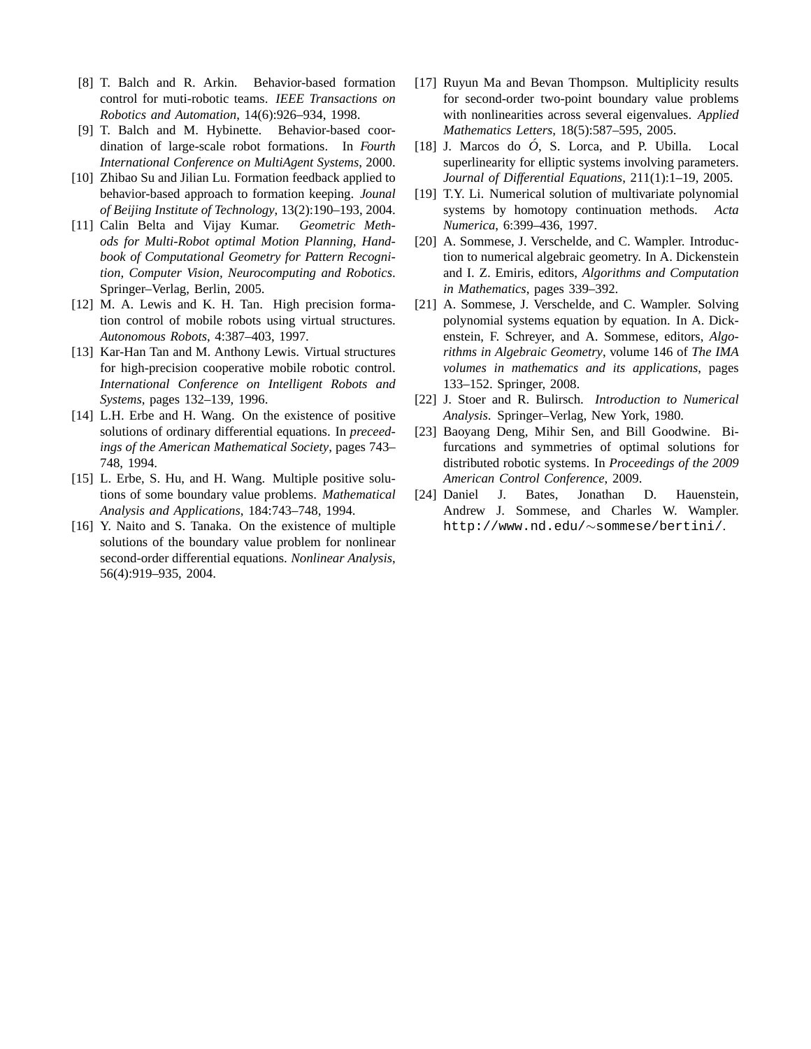[8] T. Balch and R. Arkin. Behavior-based formation control for muti-robotic teams. *IEEE Transactions on Robotics and Automation*, 14(6):926–934, 1998.

[9] T. Balch and M. Hybinette. Behavior-based coordination of large-scale robot formations. In *Fourth International Conference on MultiAgent Systems*, 2000.

[10] Zhibao Su and Jilian Lu. Formation feedback applied to behavior-based approach to formation keeping. *Jounal of Beijing Institute of Technology*, 13(2):190–193, 2004.

[11] Calin Belta and Vijay Kumar. *Geometric Methods for Multi-Robot optimal Motion Planning, Handbook of Computational Geometry for Pattern Recognition, Computer Vision, Neurocomputing and Robotics*. Springer–Verlag, Berlin, 2005.

[12] M. A. Lewis and K. H. Tan. High precision formation control of mobile robots using virtual structures. *Autonomous Robots*, 4:387–403, 1997.

[13] Kar-Han Tan and M. Anthony Lewis. Virtual structures for high-precision cooperative mobile robotic control. *International Conference on Intelligent Robots and Systems*, pages 132–139, 1996.

[14] L.H. Erbe and H. Wang. On the existence of positive solutions of ordinary differential equations. In *preceedings of the American Mathematical Society*, pages 743–748, 1994.

[15] L. Erbe, S. Hu, and H. Wang. Multiple positive solutions of some boundary value problems. *Mathematical Analysis and Applications*, 184:743–748, 1994.

[16] Y. Naito and S. Tanaka. On the existence of multiple solutions of the boundary value problem for nonlinear second-order differential equations. *Nonlinear Analysis*, 56(4):919–935, 2004.

[17] Ruyun Ma and Bevan Thompson. Multiplicity results for second-order two-point boundary value problems with nonlinearities across several eigenvalues. *Applied Mathematics Letters*, 18(5):587–595, 2005.

[18] J. Marcos do *Ó*, S. Lorca, and P. Ubilla. Local superlinearity for elliptic systems involving parameters. *Journal of Differential Equations*, 211(1):1–19, 2005.

[19] T.Y. Li. Numerical solution of multivariate polynomial systems by homotopy continuation methods. *Acta Numerica*, 6:399–436, 1997.

[20] A. Sommese, J. Verschelde, and C. Wampler. Introduction to numerical algebraic geometry. In A. Dickenstein and I. Z. Emiris, editors, *Algorithms and Computation in Mathematics*, pages 339–392.

[21] A. Sommese, J. Verschelde, and C. Wampler. Solving polynomial systems equation by equation. In A. Dickenstein, F. Schreyer, and A. Sommese, editors, *Algorithms in Algebraic Geometry*, volume 146 of *The IMA volumes in mathematics and its applications*, pages 133–152. Springer, 2008.

[22] J. Stoer and R. Bulirsch. *Introduction to Numerical Analysis*. Springer–Verlag, New York, 1980.

[23] Baoyang Deng, Mihir Sen, and Bill Goodwine. Bifurcations and symmetries of optimal solutions for distributed robotic systems. In *Proceedings of the 2009 American Control Conference*, 2009.

[24] Daniel J. Bates, Jonathan D. Hauenstein, Andrew J. Sommese, and Charles W. Wampler. `http://www.nd.edu/~sommese/bertini/`.